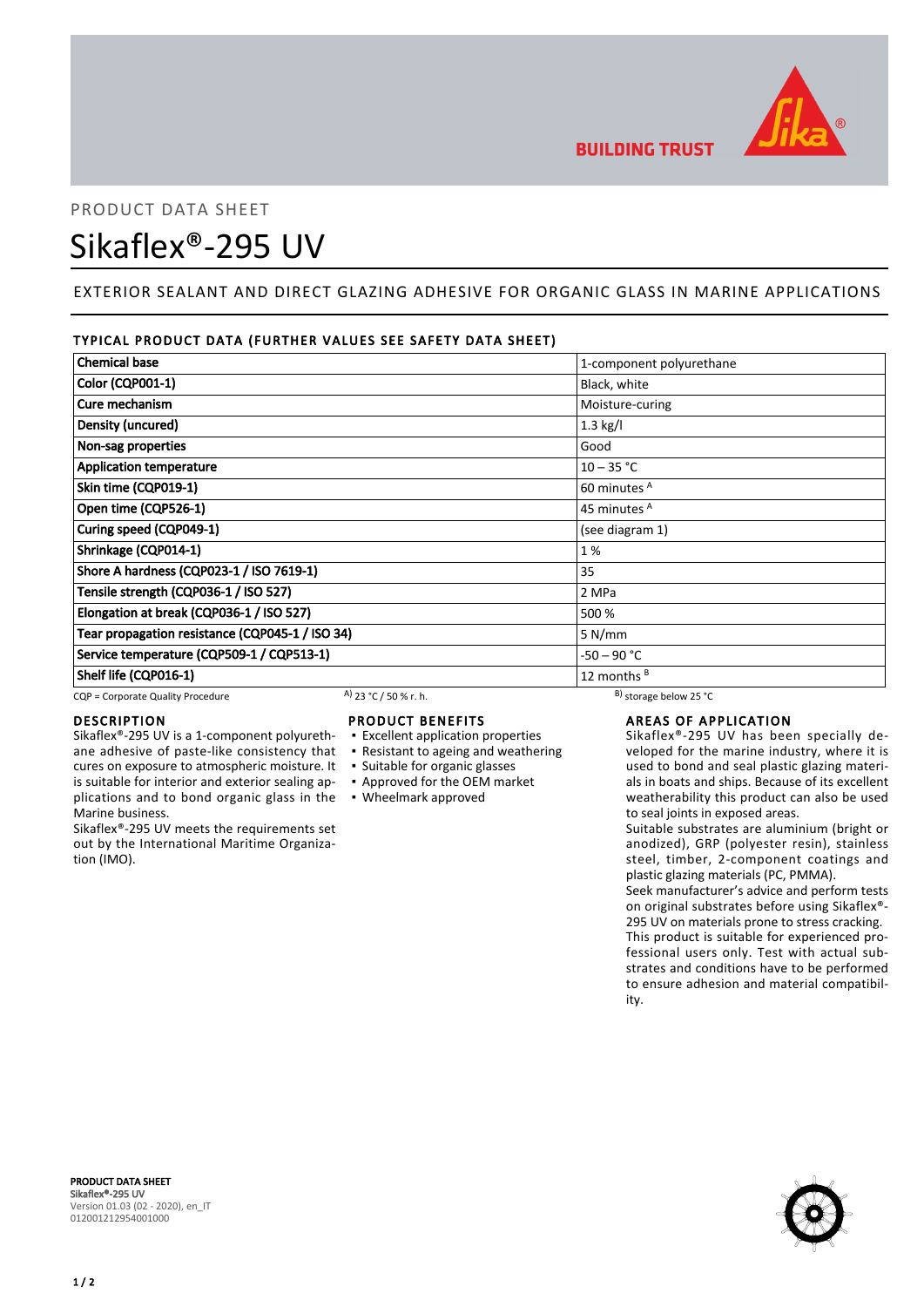BUILDING TRUST

PRODUCT DATA SHEET

# Sikaflex®-295 UV

## EXTERIOR SEALANT AND DIRECT GLAZING ADHESIVE FOR ORGANIC GLASS IN MARINE APPLICATIONS

### TYPICAL PRODUCT DATA (FURTHER VALUES SEE SAFETY DATA SHEET)

| Property | Value |
|---|---|
| Chemical base | 1-component polyurethane |
| Color (CQP001-1) | Black, white |
| Cure mechanism | Moisture-curing |
| Density (uncured) | 1.3 kg/l |
| Non-sag properties | Good |
| Application temperature | 10 – 35 °C |
| Skin time (CQP019-1) | 60 minutes [A] |
| Open time (CQP526-1) | 45 minutes [A] |
| Curing speed (CQP049-1) | (see diagram 1) |
| Shrinkage (CQP014-1) | 1 % |
| Shore A hardness (CQP023-1 / ISO 7619-1) | 35 |
| Tensile strength (CQP036-1 / ISO 527) | 2 MPa |
| Elongation at break (CQP036-1 / ISO 527) | 500 % |
| Tear propagation resistance (CQP045-1 / ISO 34) | 5 N/mm |
| Service temperature (CQP509-1 / CQP513-1) | -50 – 90 °C |
| Shelf life (CQP016-1) | 12 months [B] |

CQP = Corporate Quality Procedure [A] 23 °C / 50 % r. h. [B] storage below 25 °C

### DESCRIPTION

Sikaflex®-295 UV is a 1-component polyurethane adhesive of paste-like consistency that cures on exposure to atmospheric moisture. It is suitable for interior and exterior sealing applications and to bond organic glass in the Marine business.

Sikaflex®-295 UV meets the requirements set out by the International Maritime Organization (IMO).

### PRODUCT BENEFITS

- Excellent application properties
- Resistant to ageing and weathering
- Suitable for organic glasses
- Approved for the OEM market
- Wheelmark approved

### AREAS OF APPLICATION

Sikaflex®-295 UV has been specially developed for the marine industry, where it is used to bond and seal plastic glazing materials in boats and ships. Because of its excellent weatherability this product can also be used to seal joints in exposed areas.

Suitable substrates are aluminium (bright or anodized), GRP (polyester resin), stainless steel, timber, 2-component coatings and plastic glazing materials (PC, PMMA).

Seek manufacturer's advice and perform tests on original substrates before using Sikaflex®-295 UV on materials prone to stress cracking.

This product is suitable for experienced professional users only. Test with actual substrates and conditions have to be performed to ensure adhesion and material compatibility.

PRODUCT DATA SHEET
Sikaflex®-295 UV
Version 01.03 (02 - 2020), en_IT
012001212954001000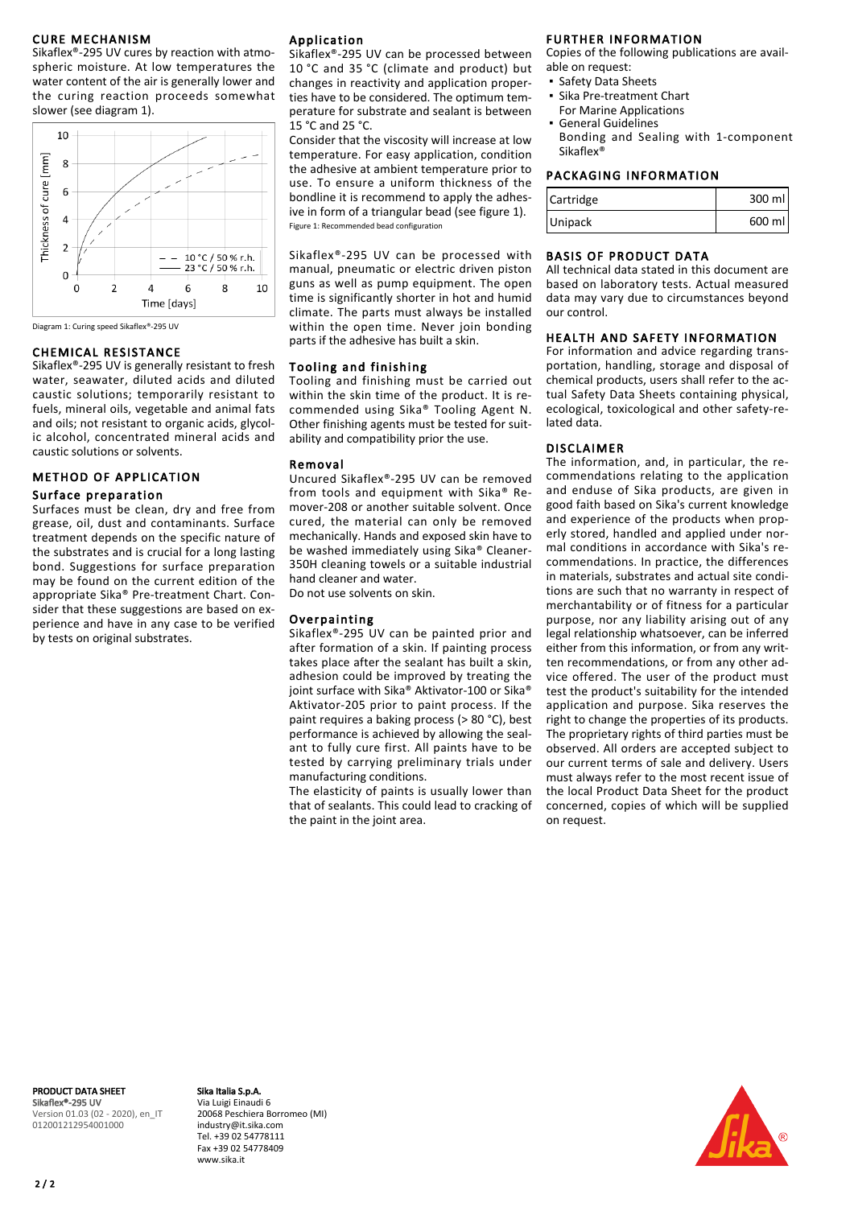## CURE MECHANISM

Sikaflex®-295 UV cures by reaction with atmospheric moisture. At low temperatures the water content of the air is generally lower and the curing reaction proceeds somewhat slower (see diagram 1).

10
8
6
4
2
0
Thickness of cure [mm]
0 2 4 6 8 10
Time [days]
10 °C / 50 % r.h.
23 °C / 50 % r.h.

Diagram 1: Curing speed Sikaflex®-295 UV

## CHEMICAL RESISTANCE

Sikaflex®-295 UV is generally resistant to fresh water, seawater, diluted acids and diluted caustic solutions; temporarily resistant to fuels, mineral oils, vegetable and animal fats and oils; not resistant to organic acids, glycolic alcohol, concentrated mineral acids and caustic solutions or solvents.

## METHOD OF APPLICATION

### Surface preparation

Surfaces must be clean, dry and free from grease, oil, dust and contaminants. Surface treatment depends on the specific nature of the substrates and is crucial for a long lasting bond. Suggestions for surface preparation may be found on the current edition of the appropriate Sika® Pre-treatment Chart. Consider that these suggestions are based on experience and have in any case to be verified by tests on original substrates.

### Application

Sikaflex®-295 UV can be processed between 10 °C and 35 °C (climate and product) but changes in reactivity and application properties have to be considered. The optimum temperature for substrate and sealant is between 15 °C and 25 °C.

Consider that the viscosity will increase at low temperature. For easy application, condition the adhesive at ambient temperature prior to use. To ensure a uniform thickness of the bondline it is recommend to apply the adhesive in form of a triangular bead (see figure 1).

Figure 1: Recommended bead configuration

Sikaflex®-295 UV can be processed with manual, pneumatic or electric driven piston guns as well as pump equipment. The open time is significantly shorter in hot and humid climate. The parts must always be installed within the open time. Never join bonding parts if the adhesive has built a skin.

### Tooling and finishing

Tooling and finishing must be carried out within the skin time of the product. It is recommended using Sika® Tooling Agent N. Other finishing agents must be tested for suitability and compatibility prior the use.

### Removal

Uncured Sikaflex®-295 UV can be removed from tools and equipment with Sika® Remover-208 or another suitable solvent. Once cured, the material can only be removed mechanically. Hands and exposed skin have to be washed immediately using Sika® Cleaner-350H cleaning towels or a suitable industrial hand cleaner and water.

Do not use solvents on skin.

### Overpainting

Sikaflex®-295 UV can be painted prior and after formation of a skin. If painting process takes place after the sealant has built a skin, adhesion could be improved by treating the joint surface with Sika® Aktivator-100 or Sika® Aktivator-205 prior to paint process. If the paint requires a baking process (> 80 °C), best performance is achieved by allowing the sealant to fully cure first. All paints have to be tested by carrying preliminary trials under manufacturing conditions.

The elasticity of paints is usually lower than that of sealants. This could lead to cracking of the paint in the joint area.

## FURTHER INFORMATION

Copies of the following publications are available on request:

- Safety Data Sheets
- Sika Pre-treatment Chart For Marine Applications
- General Guidelines Bonding and Sealing with 1-component Sikaflex®

## PACKAGING INFORMATION

| | |
|---|---|
| Cartridge | 300 ml |
| Unipack | 600 ml |

## BASIS OF PRODUCT DATA

All technical data stated in this document are based on laboratory tests. Actual measured data may vary due to circumstances beyond our control.

## HEALTH AND SAFETY INFORMATION

For information and advice regarding transportation, handling, storage and disposal of chemical products, users shall refer to the actual Safety Data Sheets containing physical, ecological, toxicological and other safety-related data.

## DISCLAIMER

The information, and, in particular, the recommendations relating to the application and enduse of Sika products, are given in good faith based on Sika's current knowledge and experience of the products when properly stored, handled and applied under normal conditions in accordance with Sika's recommendations. In practice, the differences in materials, substrates and actual site conditions are such that no warranty in respect of merchantability or of fitness for a particular purpose, nor any liability arising out of any legal relationship whatsoever, can be inferred either from this information, or from any written recommendations, or from any other advice offered. The user of the product must test the product's suitability for the intended application and purpose. Sika reserves the right to change the properties of its products. The proprietary rights of third parties must be observed. All orders are accepted subject to our current terms of sale and delivery. Users must always refer to the most recent issue of the local Product Data Sheet for the product concerned, copies of which will be supplied on request.

**PRODUCT DATA SHEET**
**Sikaflex®-295 UV**
Version 01.03 (02 - 2020), en_IT
012001212954001000

**Sika Italia S.p.A.**
Via Luigi Einaudi 6
20068 Peschiera Borromeo (MI)
industry@it.sika.com
Tel. +39 02 54778111
Fax +39 02 54778409
www.sika.it